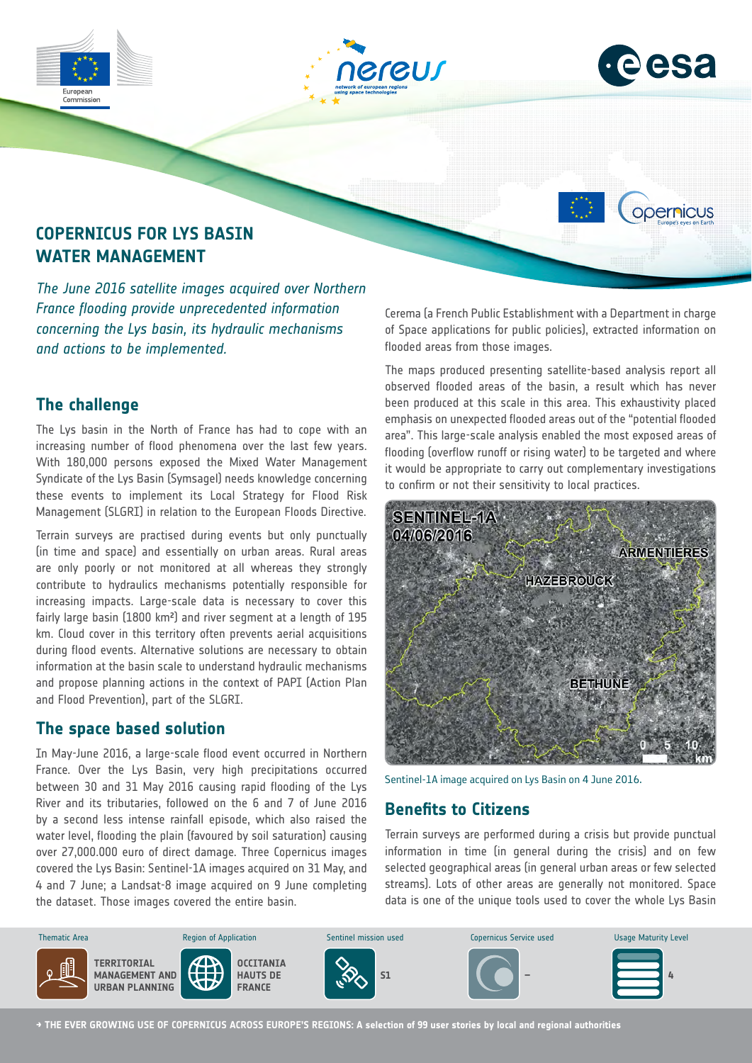# COPERNICUS FOR LYS BASIN WATER MANAGEMENT

*The June 2016 satellite images acquired over Northern France flooding provide unprecedented information concerning the Lys basin, its hydraulic mechanisms and actions to be implemented.*

## The challenge

The Lys basin in the North of France has had to cope with an increasing number of flood phenomena over the last few years. With 180,000 persons exposed the Mixed Water Management Syndicate of the Lys Basin (Symsagel) needs knowledge concerning these events to implement its Local Strategy for Flood Risk Management (SLGRI) in relation to the European Floods Directive.

Terrain surveys are practised during events but only punctually (in time and space) and essentially on urban areas. Rural areas are only poorly or not monitored at all whereas they strongly contribute to hydraulics mechanisms potentially responsible for increasing impacts. Large-scale data is necessary to cover this fairly large basin (1800 km²) and river segment at a length of 195 km. Cloud cover in this territory often prevents aerial acquisitions during flood events. Alternative solutions are necessary to obtain information at the basin scale to understand hydraulic mechanisms and propose planning actions in the context of PAPI (Action Plan and Flood Prevention), part of the SLGRI.

## The space based solution

In May-June 2016, a large-scale flood event occurred in Northern France. Over the Lys Basin, very high precipitations occurred between 30 and 31 May 2016 causing rapid flooding of the Lys River and its tributaries, followed on the 6 and 7 of June 2016 by a second less intense rainfall episode, which also raised the water level, flooding the plain (favoured by soil saturation) causing over 27,000.000 euro of direct damage. Three Copernicus images covered the Lys Basin: Sentinel-1A images acquired on 31 May, and 4 and 7 June; a Landsat-8 image acquired on 9 June completing the dataset. Those images covered the entire basin.

Cerema (a French Public Establishment with a Department in charge of Space applications for public policies), extracted information on flooded areas from those images.

The maps produced presenting satellite-based analysis report all observed flooded areas of the basin, a result which has never been produced at this scale in this area. This exhaustivity placed emphasis on unexpected flooded areas out of the "potential flooded area". This large-scale analysis enabled the most exposed areas of flooding (overflow runoff or rising water) to be targeted and where it would be appropriate to carry out complementary investigations to confirm or not their sensitivity to local practices.

Sentinel-1A image acquired on Lys Basin on 4 June 2016.

## Benefits to Citizens

Terrain surveys are performed during a crisis but provide punctual information in time (in general during the crisis) and on few selected geographical areas (in general urban areas or few selected streams). Lots of other areas are generally not monitored. Space data is one of the unique tools used to cover the whole Lys Basin

| Thematic Area | Region of Application | Sentinel mission used | Copernicus Service used | Usage Maturity Level |
|---|---|---|---|---|
| TERRITORIAL MANAGEMENT AND URBAN PLANNING | OCCITANIA HAUTS DE FRANCE | S1 | – | 4 |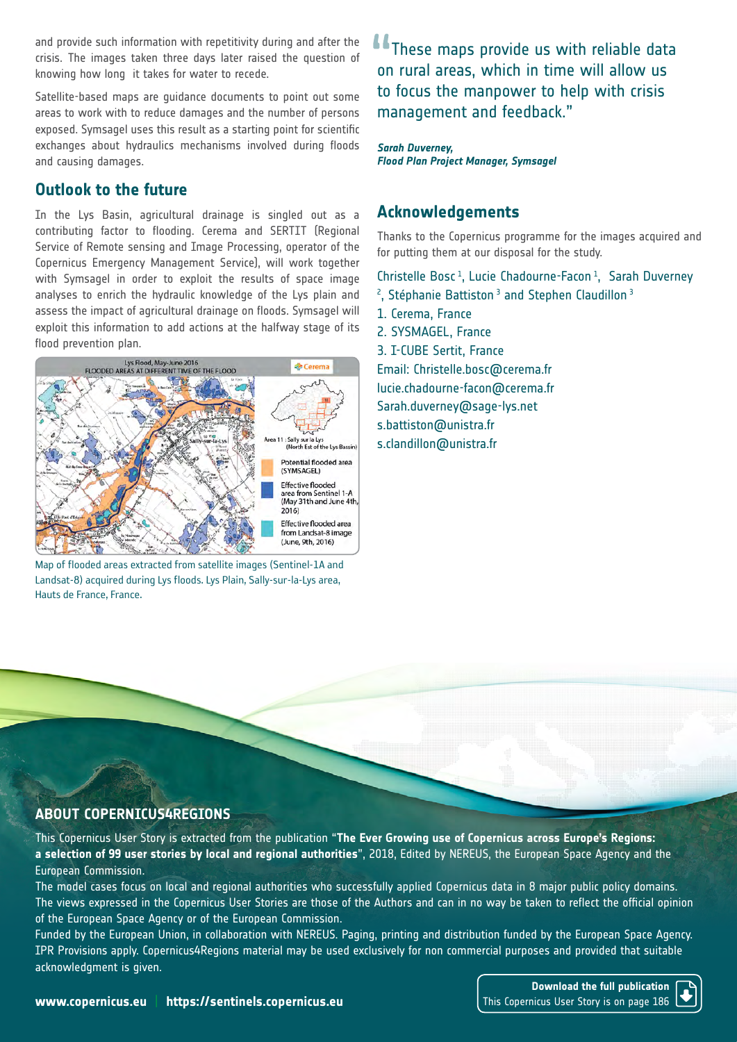and provide such information with repetitivity during and after the crisis. The images taken three days later raised the question of knowing how long it takes for water to recede.

Satellite-based maps are guidance documents to point out some areas to work with to reduce damages and the number of persons exposed. Symsagel uses this result as a starting point for scientific exchanges about hydraulics mechanisms involved during floods and causing damages.

## Outlook to the future

In the Lys Basin, agricultural drainage is singled out as a contributing factor to flooding. Cerema and SERTIT (Regional Service of Remote sensing and Image Processing, operator of the Copernicus Emergency Management Service), will work together with Symsagel in order to exploit the results of space image analyses to enrich the hydraulic knowledge of the Lys plain and assess the impact of agricultural drainage on floods. Symsagel will exploit this information to add actions at the halfway stage of its flood prevention plan.

Lys Flood, May-June 2016
FLOODED AREAS AT DIFFERENT TIME OF THE FLOOD
Cerema
Area 11 : Sally sur la Lys (North Est of the Lys Bassin)
Potential flooded area (SYMSAGEL)
Effective flooded area from Sentinel 1-A (May 31th and June 4th, 2016)
Effective flooded area from Landsat-8 image (June, 9th, 2016)

Map of flooded areas extracted from satellite images (Sentinel-1A and Landsat-8) acquired during Lys floods. Lys Plain, Sally-sur-la-Lys area, Hauts de France, France.

> "These maps provide us with reliable data on rural areas, which in time will allow us to focus the manpower to help with crisis management and feedback."
>
> ***Sarah Duverney,***
> ***Flood Plan Project Manager, Symsagel***

## Acknowledgements

Thanks to the Copernicus programme for the images acquired and for putting them at our disposal for the study.

Christelle Bosc [1], Lucie Chadourne-Facon [1], Sarah Duverney [2], Stéphanie Battiston [3] and Stephen Claudillon [3]

1. Cerema, France
2. SYSMAGEL, France
3. I-CUBE Sertit, France

Email: Christelle.bosc@cerema.fr
lucie.chadourne-facon@cerema.fr
Sarah.duverney@sage-lys.net
s.battiston@unistra.fr
s.clandillon@unistra.fr

## ABOUT COPERNICUS4REGIONS

This Copernicus User Story is extracted from the publication "**The Ever Growing use of Copernicus across Europe's Regions: a selection of 99 user stories by local and regional authorities**", 2018, Edited by NEREUS, the European Space Agency and the European Commission.

The model cases focus on local and regional authorities who successfully applied Copernicus data in 8 major public policy domains. The views expressed in the Copernicus User Stories are those of the Authors and can in no way be taken to reflect the official opinion of the European Space Agency or of the European Commission.

Funded by the European Union, in collaboration with NEREUS. Paging, printing and distribution funded by the European Space Agency. IPR Provisions apply. Copernicus4Regions material may be used exclusively for non commercial purposes and provided that suitable acknowledgment is given.

**www.copernicus.eu** | **https://sentinels.copernicus.eu**

**Download the full publication**
This Copernicus User Story is on page 186